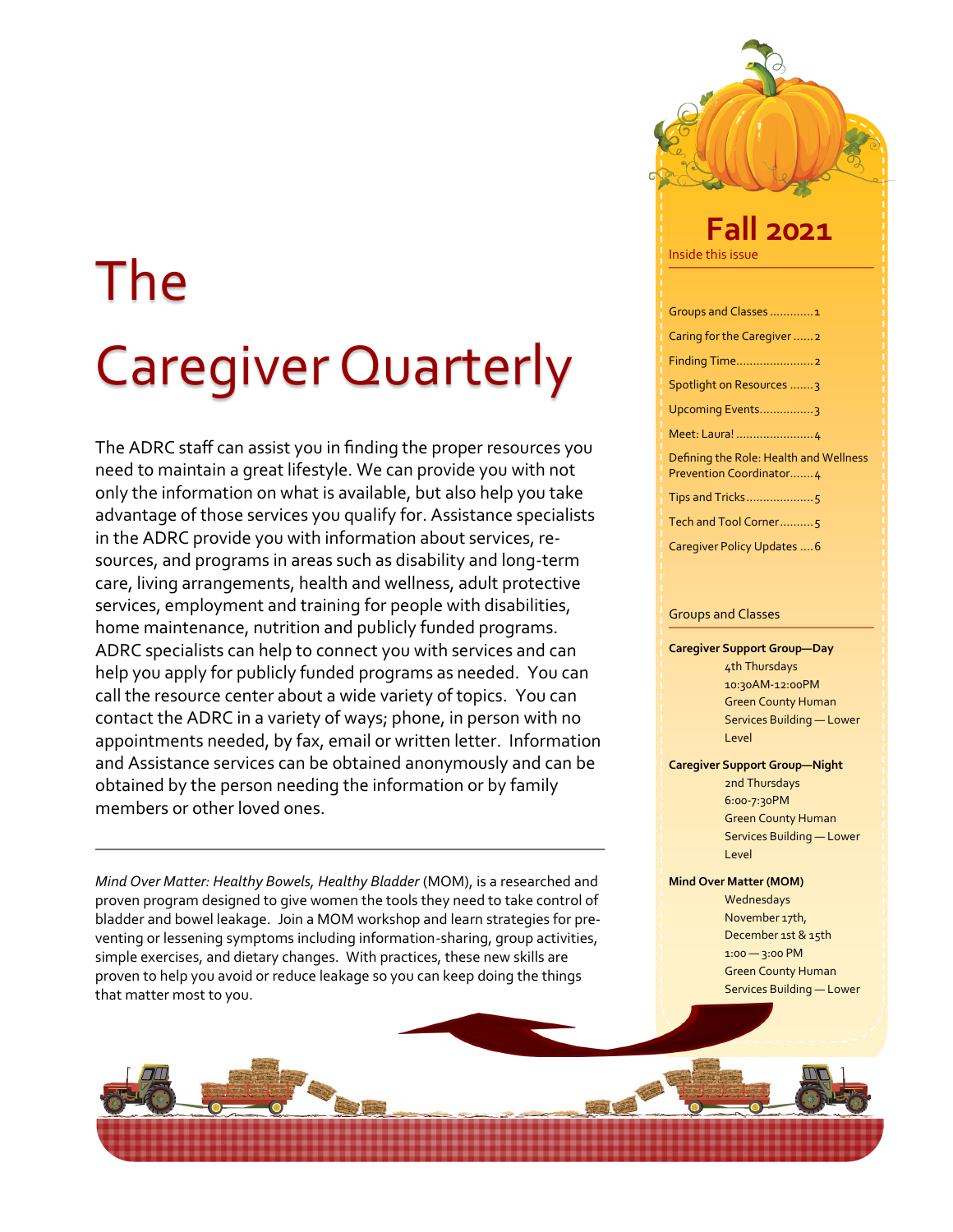# The Caregiver Quarterly

The ADRC staff can assist you in finding the proper resources you need to maintain a great lifestyle. We can provide you with not only the information on what is available, but also help you take advantage of those services you qualify for. Assistance specialists in the ADRC provide you with information about services, resources, and programs in areas such as disability and long-term care, living arrangements, health and wellness, adult protective services, employment and training for people with disabilities, home maintenance, nutrition and publicly funded programs. ADRC specialists can help to connect you with services and can help you apply for publicly funded programs as needed. You can call the resource center about a wide variety of topics. You can contact the ADRC in a variety of ways; phone, in person with no appointments needed, by fax, email or written letter. Information and Assistance services can be obtained anonymously and can be obtained by the person needing the information or by family members or other loved ones.

---

*Mind Over Matter: Healthy Bowels, Healthy Bladder* (MOM), is a researched and proven program designed to give women the tools they need to take control of bladder and bowel leakage. Join a MOM workshop and learn strategies for preventing or lessening symptoms including information-sharing, group activities, simple exercises, and dietary changes. With practices, these new skills are proven to help you avoid or reduce leakage so you can keep doing the things that matter most to you.

## Fall 2021

Inside this issue

- Groups and Classes ............1
- Caring for the Caregiver ......2
- Finding Time.......................2
- Spotlight on Resources .......3
- Upcoming Events................3
- Meet: Laura! .......................4
- Defining the Role: Health and Wellness Prevention Coordinator.......4
- Tips and Tricks....................5
- Tech and Tool Corner..........5
- Caregiver Policy Updates ....6

### Groups and Classes

**Caregiver Support Group—Day**
4th Thursdays
10:30AM-12:00PM
Green County Human Services Building — Lower Level

**Caregiver Support Group—Night**
2nd Thursdays
6:00-7:30PM
Green County Human Services Building — Lower Level

**Mind Over Matter (MOM)**
Wednesdays
November 17th,
December 1st & 15th
1:00 — 3:00 PM
Green County Human Services Building — Lower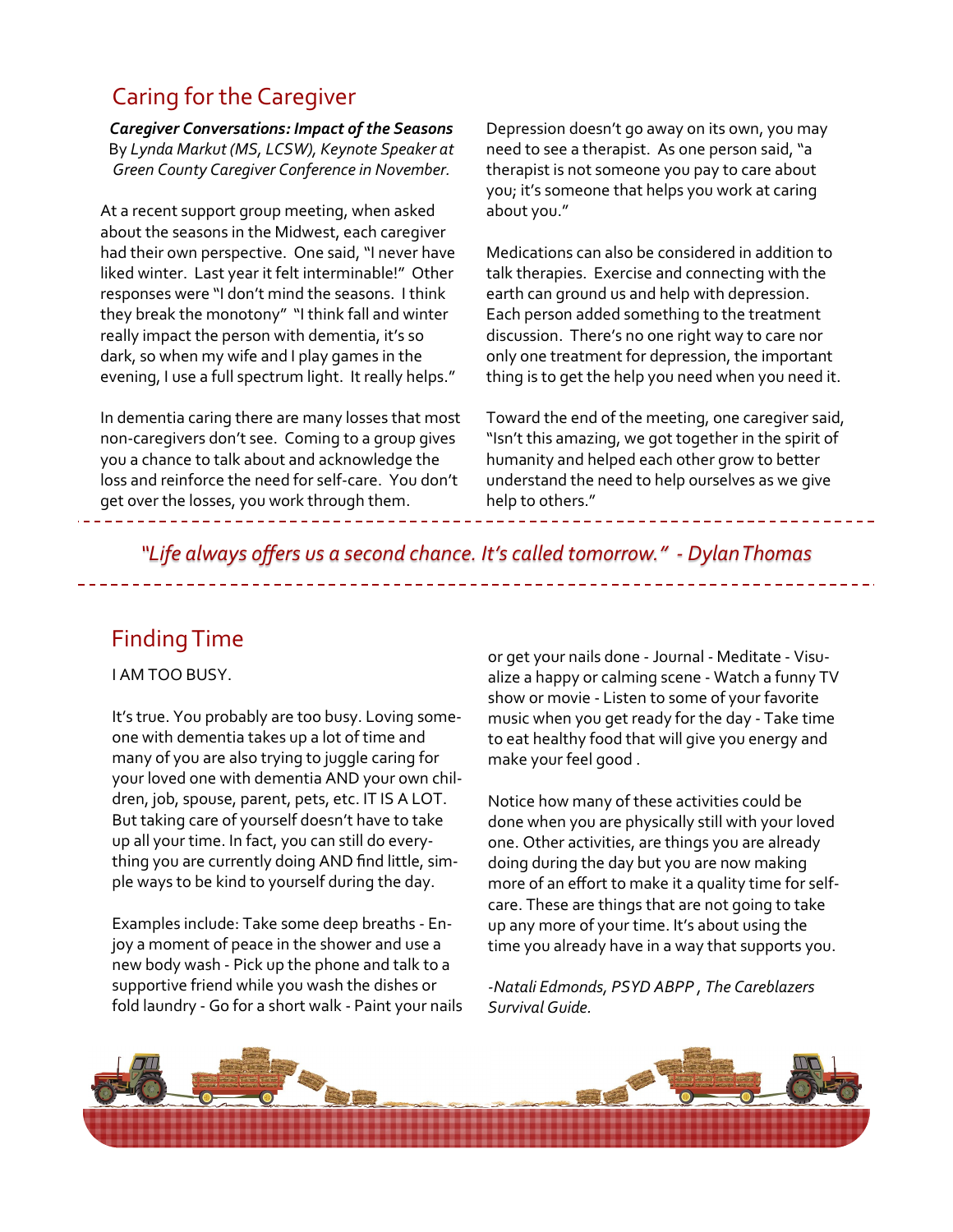## Caring for the Caregiver

***Caregiver Conversations: Impact of the Seasons***
By *Lynda Markut (MS, LCSW), Keynote Speaker at Green County Caregiver Conference in November.*

At a recent support group meeting, when asked about the seasons in the Midwest, each caregiver had their own perspective. One said, "I never have liked winter. Last year it felt interminable!" Other responses were "I don't mind the seasons. I think they break the monotony" "I think fall and winter really impact the person with dementia, it's so dark, so when my wife and I play games in the evening, I use a full spectrum light. It really helps."

In dementia caring there are many losses that most non-caregivers don't see. Coming to a group gives you a chance to talk about and acknowledge the loss and reinforce the need for self-care. You don't get over the losses, you work through them.

Depression doesn't go away on its own, you may need to see a therapist. As one person said, "a therapist is not someone you pay to care about you; it's someone that helps you work at caring about you."

Medications can also be considered in addition to talk therapies. Exercise and connecting with the earth can ground us and help with depression. Each person added something to the treatment discussion. There's no one right way to care nor only one treatment for depression, the important thing is to get the help you need when you need it.

Toward the end of the meeting, one caregiver said, "Isn't this amazing, we got together in the spirit of humanity and helped each other grow to better understand the need to help ourselves as we give help to others."

---

*"Life always offers us a second chance. It's called tomorrow." - Dylan Thomas*

---

## Finding Time

I AM TOO BUSY.

It's true. You probably are too busy. Loving someone with dementia takes up a lot of time and many of you are also trying to juggle caring for your loved one with dementia AND your own children, job, spouse, parent, pets, etc. IT IS A LOT. But taking care of yourself doesn't have to take up all your time. In fact, you can still do everything you are currently doing AND find little, simple ways to be kind to yourself during the day.

Examples include: Take some deep breaths - Enjoy a moment of peace in the shower and use a new body wash - Pick up the phone and talk to a supportive friend while you wash the dishes or fold laundry - Go for a short walk - Paint your nails or get your nails done - Journal - Meditate - Visualize a happy or calming scene - Watch a funny TV show or movie - Listen to some of your favorite music when you get ready for the day - Take time to eat healthy food that will give you energy and make your feel good .

Notice how many of these activities could be done when you are physically still with your loved one. Other activities, are things you are already doing during the day but you are now making more of an effort to make it a quality time for self-care. These are things that are not going to take up any more of your time. It's about using the time you already have in a way that supports you.

*-Natali Edmonds, PSYD ABPP , The Careblazers Survival Guide.*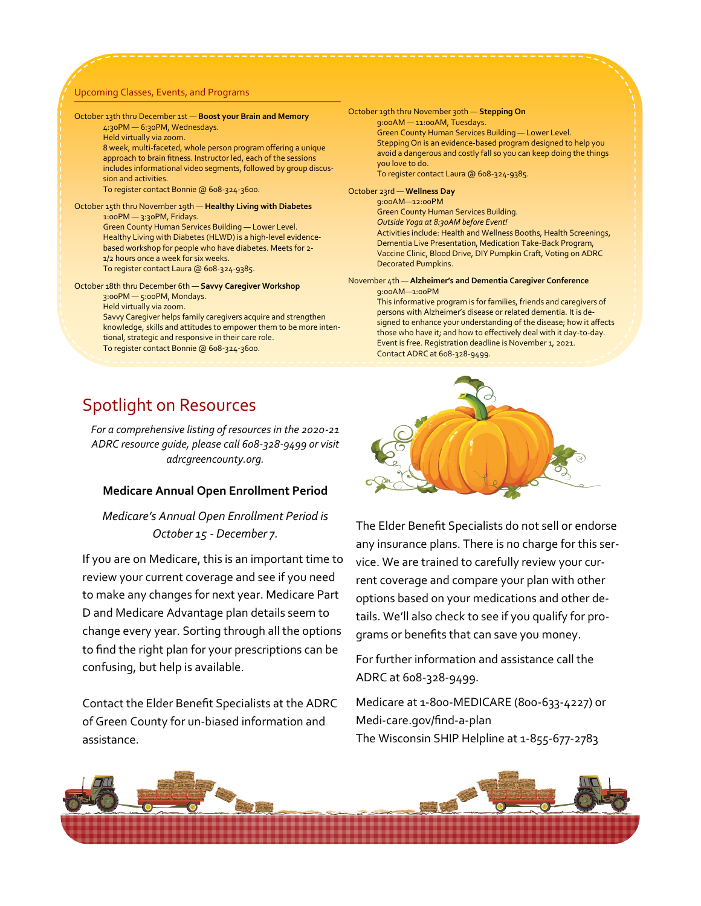## Upcoming Classes, Events, and Programs

October 13th thru December 1st — **Boost your Brain and Memory**
4:30PM — 6:30PM, Wednesdays.
Held virtually via zoom.
8 week, multi-faceted, whole person program offering a unique approach to brain fitness. Instructor led, each of the sessions includes informational video segments, followed by group discussion and activities.
To register contact Bonnie @ 608-324-3600.

October 15th thru November 19th — **Healthy Living with Diabetes**
1:00PM — 3:30PM, Fridays.
Green County Human Services Building — Lower Level.
Healthy Living with Diabetes (HLWD) is a high-level evidence-based workshop for people who have diabetes. Meets for 2-1/2 hours once a week for six weeks.
To register contact Laura @ 608-324-9385.

October 18th thru December 6th — **Savvy Caregiver Workshop**
3:00PM — 5:00PM, Mondays.
Held virtually via zoom.
Savvy Caregiver helps family caregivers acquire and strengthen knowledge, skills and attitudes to empower them to be more intentional, strategic and responsive in their care role.
To register contact Bonnie @ 608-324-3600.

October 19th thru November 30th — **Stepping On**
9:00AM — 11:00AM, Tuesdays.
Green County Human Services Building — Lower Level.
Stepping On is an evidence-based program designed to help you avoid a dangerous and costly fall so you can keep doing the things you love to do.
To register contact Laura @ 608-324-9385.

October 23rd — **Wellness Day**
9:00AM—12:00PM
Green County Human Services Building.
*Outside Yoga at 8:30AM before Event!*
Activities include: Health and Wellness Booths, Health Screenings, Dementia Live Presentation, Medication Take-Back Program, Vaccine Clinic, Blood Drive, DIY Pumpkin Craft, Voting on ADRC Decorated Pumpkins.

November 4th — **Alzheimer's and Dementia Caregiver Conference**
9:00AM—1:00PM
This informative program is for families, friends and caregivers of persons with Alzheimer's disease or related dementia. It is designed to enhance your understanding of the disease; how it affects those who have it; and how to effectively deal with it day-to-day. Event is free. Registration deadline is November 1, 2021.
Contact ADRC at 608-328-9499.

# Spotlight on Resources

*For a comprehensive listing of resources in the 2020-21 ADRC resource guide, please call 608-328-9499 or visit adrcgreencounty.org.*

### Medicare Annual Open Enrollment Period

*Medicare's Annual Open Enrollment Period is October 15 - December 7.*

If you are on Medicare, this is an important time to review your current coverage and see if you need to make any changes for next year. Medicare Part D and Medicare Advantage plan details seem to change every year. Sorting through all the options to find the right plan for your prescriptions can be confusing, but help is available.

Contact the Elder Benefit Specialists at the ADRC of Green County for un-biased information and assistance.

The Elder Benefit Specialists do not sell or endorse any insurance plans. There is no charge for this service. We are trained to carefully review your current coverage and compare your plan with other options based on your medications and other details. We'll also check to see if you qualify for programs or benefits that can save you money.

For further information and assistance call the ADRC at 608-328-9499.

Medicare at 1-800-MEDICARE (800-633-4227) or Medi-care.gov/find-a-plan
The Wisconsin SHIP Helpline at 1-855-677-2783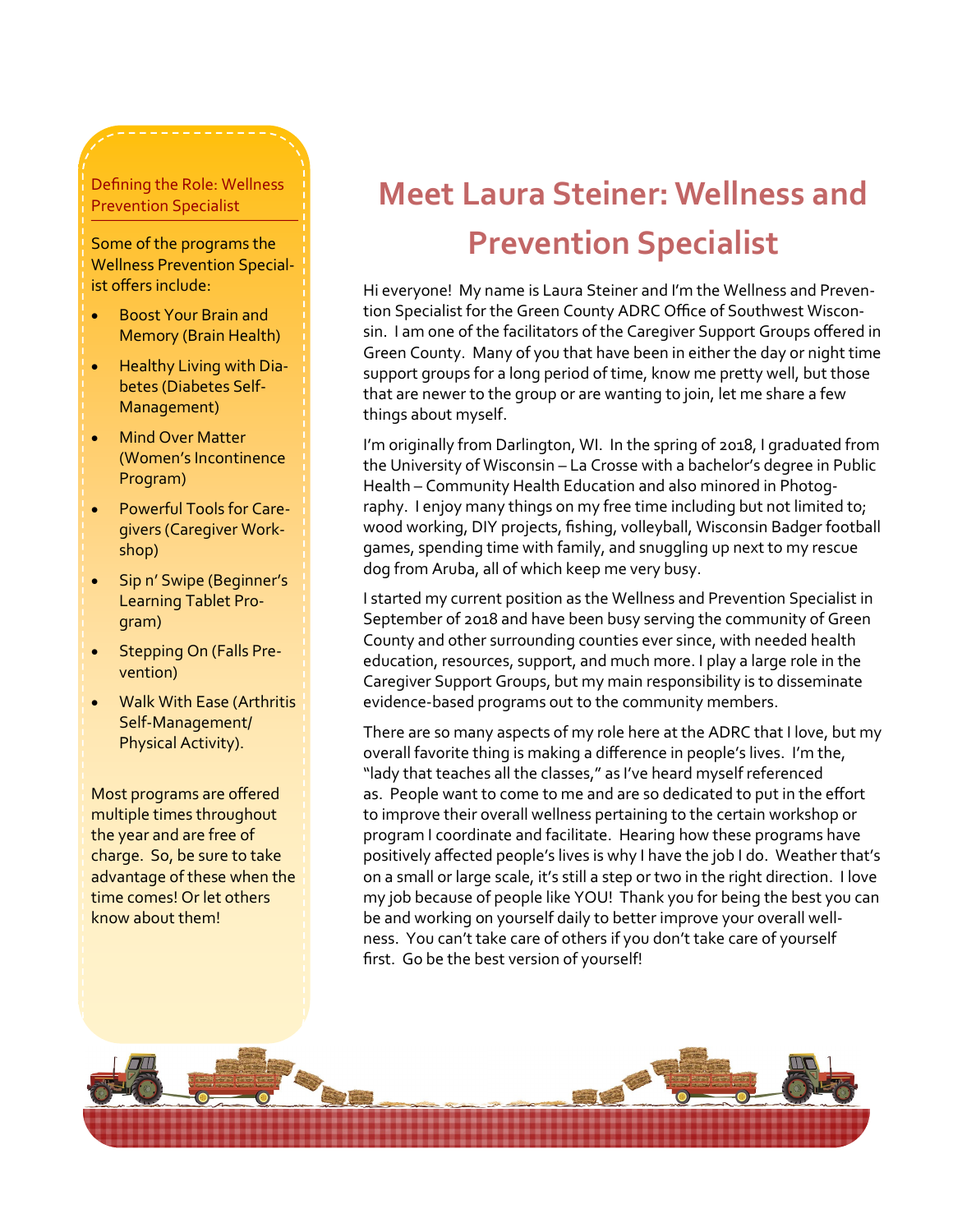# Meet Laura Steiner: Wellness and Prevention Specialist

Hi everyone! My name is Laura Steiner and I'm the Wellness and Prevention Specialist for the Green County ADRC Office of Southwest Wisconsin. I am one of the facilitators of the Caregiver Support Groups offered in Green County. Many of you that have been in either the day or night time support groups for a long period of time, know me pretty well, but those that are newer to the group or are wanting to join, let me share a few things about myself.

I'm originally from Darlington, WI. In the spring of 2018, I graduated from the University of Wisconsin – La Crosse with a bachelor's degree in Public Health – Community Health Education and also minored in Photography. I enjoy many things on my free time including but not limited to; wood working, DIY projects, fishing, volleyball, Wisconsin Badger football games, spending time with family, and snuggling up next to my rescue dog from Aruba, all of which keep me very busy.

I started my current position as the Wellness and Prevention Specialist in September of 2018 and have been busy serving the community of Green County and other surrounding counties ever since, with needed health education, resources, support, and much more. I play a large role in the Caregiver Support Groups, but my main responsibility is to disseminate evidence-based programs out to the community members.

There are so many aspects of my role here at the ADRC that I love, but my overall favorite thing is making a difference in people's lives. I'm the, "lady that teaches all the classes," as I've heard myself referenced as. People want to come to me and are so dedicated to put in the effort to improve their overall wellness pertaining to the certain workshop or program I coordinate and facilitate. Hearing how these programs have positively affected people's lives is why I have the job I do. Weather that's on a small or large scale, it's still a step or two in the right direction. I love my job because of people like YOU! Thank you for being the best you can be and working on yourself daily to better improve your overall wellness. You can't take care of others if you don't take care of yourself first. Go be the best version of yourself!

## Defining the Role: Wellness Prevention Specialist

Some of the programs the Wellness Prevention Specialist offers include:

- Boost Your Brain and Memory (Brain Health)
- Healthy Living with Diabetes (Diabetes Self-Management)
- Mind Over Matter (Women's Incontinence Program)
- Powerful Tools for Caregivers (Caregiver Workshop)
- Sip n' Swipe (Beginner's Learning Tablet Program)
- Stepping On (Falls Prevention)
- Walk With Ease (Arthritis Self-Management/ Physical Activity).

Most programs are offered multiple times throughout the year and are free of charge. So, be sure to take advantage of these when the time comes! Or let others know about them!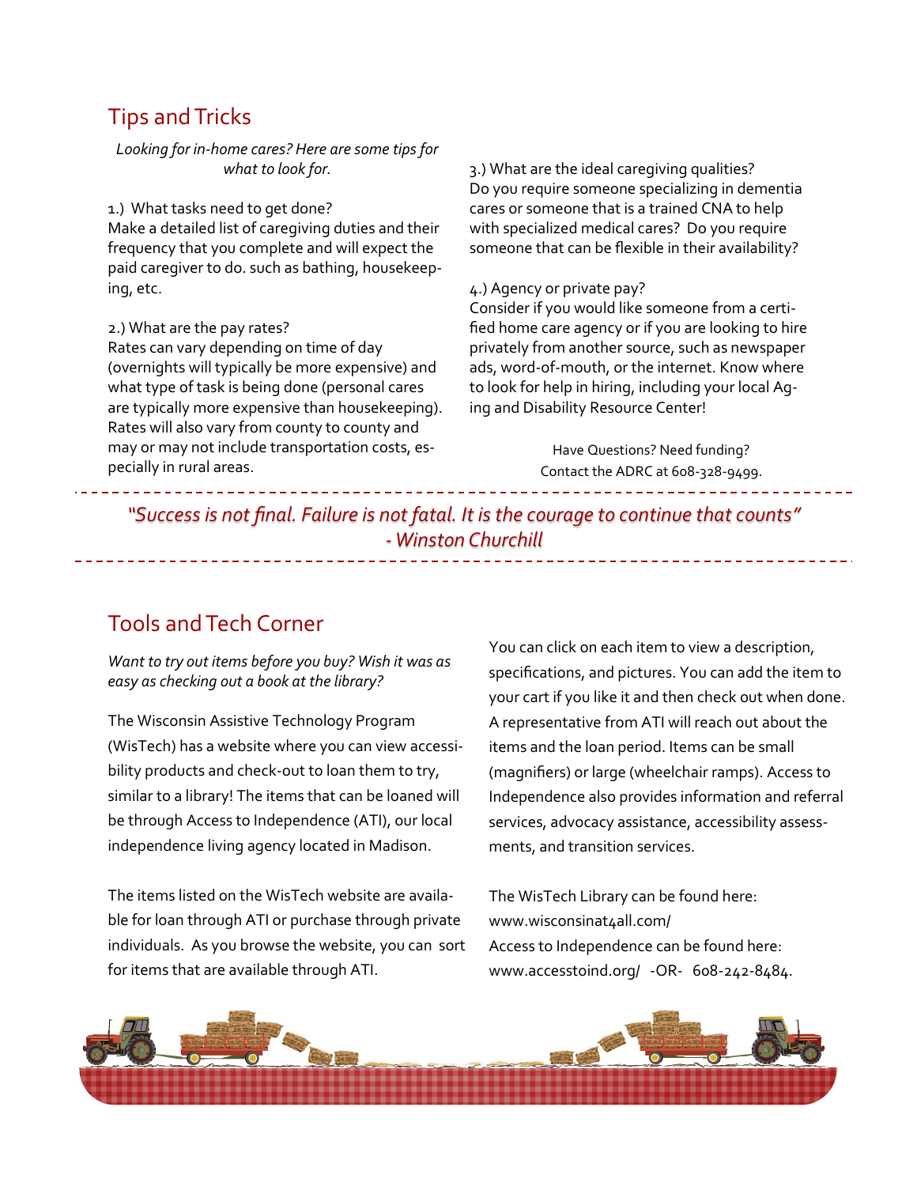## Tips and Tricks

*Looking for in-home cares? Here are some tips for what to look for.*

1.) What tasks need to get done?
Make a detailed list of caregiving duties and their frequency that you complete and will expect the paid caregiver to do. such as bathing, housekeeping, etc.

2.) What are the pay rates?
Rates can vary depending on time of day (overnights will typically be more expensive) and what type of task is being done (personal cares are typically more expensive than housekeeping). Rates will also vary from county to county and may or may not include transportation costs, especially in rural areas.

3.) What are the ideal caregiving qualities?
Do you require someone specializing in dementia cares or someone that is a trained CNA to help with specialized medical cares? Do you require someone that can be flexible in their availability?

4.) Agency or private pay?
Consider if you would like someone from a certified home care agency or if you are looking to hire privately from another source, such as newspaper ads, word-of-mouth, or the internet. Know where to look for help in hiring, including your local Aging and Disability Resource Center!

Have Questions? Need funding?
Contact the ADRC at 608-328-9499.

---

*"Success is not final. Failure is not fatal. It is the courage to continue that counts" - Winston Churchill*

---

## Tools and Tech Corner

*Want to try out items before you buy? Wish it was as easy as checking out a book at the library?*

The Wisconsin Assistive Technology Program (WisTech) has a website where you can view accessibility products and check-out to loan them to try, similar to a library! The items that can be loaned will be through Access to Independence (ATI), our local independence living agency located in Madison.

The items listed on the WisTech website are available for loan through ATI or purchase through private individuals. As you browse the website, you can sort for items that are available through ATI.

You can click on each item to view a description, specifications, and pictures. You can add the item to your cart if you like it and then check out when done. A representative from ATI will reach out about the items and the loan period. Items can be small (magnifiers) or large (wheelchair ramps). Access to Independence also provides information and referral services, advocacy assistance, accessibility assessments, and transition services.

The WisTech Library can be found here:
www.wisconsinat4all.com/
Access to Independence can be found here:
www.accesstoind.org/ -OR- 608-242-8484.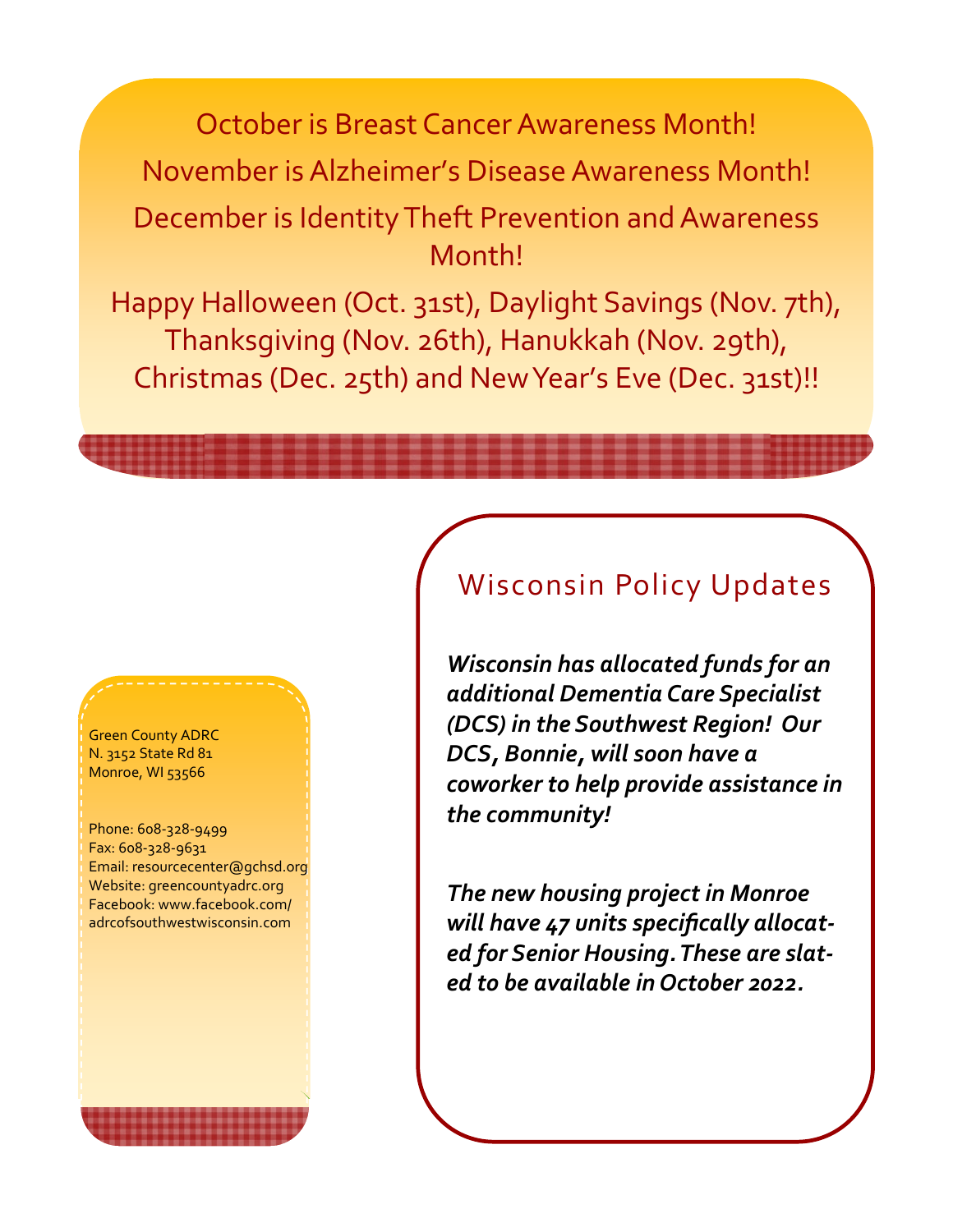October is Breast Cancer Awareness Month!

November is Alzheimer's Disease Awareness Month!

December is Identity Theft Prevention and Awareness Month!

Happy Halloween (Oct. 31st), Daylight Savings (Nov. 7th), Thanksgiving (Nov. 26th), Hanukkah (Nov. 29th), Christmas (Dec. 25th) and New Year's Eve (Dec. 31st)!!

Green County ADRC
N. 3152 State Rd 81
Monroe, WI 53566

Phone: 608-328-9499
Fax: 608-328-9631
Email: resourcecenter@gchsd.org
Website: greencountyadrc.org
Facebook: www.facebook.com/adrcofsouthwestwisconsin.com

## Wisconsin Policy Updates

***Wisconsin has allocated funds for an additional Dementia Care Specialist (DCS) in the Southwest Region! Our DCS, Bonnie, will soon have a coworker to help provide assistance in the community!***

***The new housing project in Monroe will have 47 units specifically allocated for Senior Housing. These are slated to be available in October 2022.***